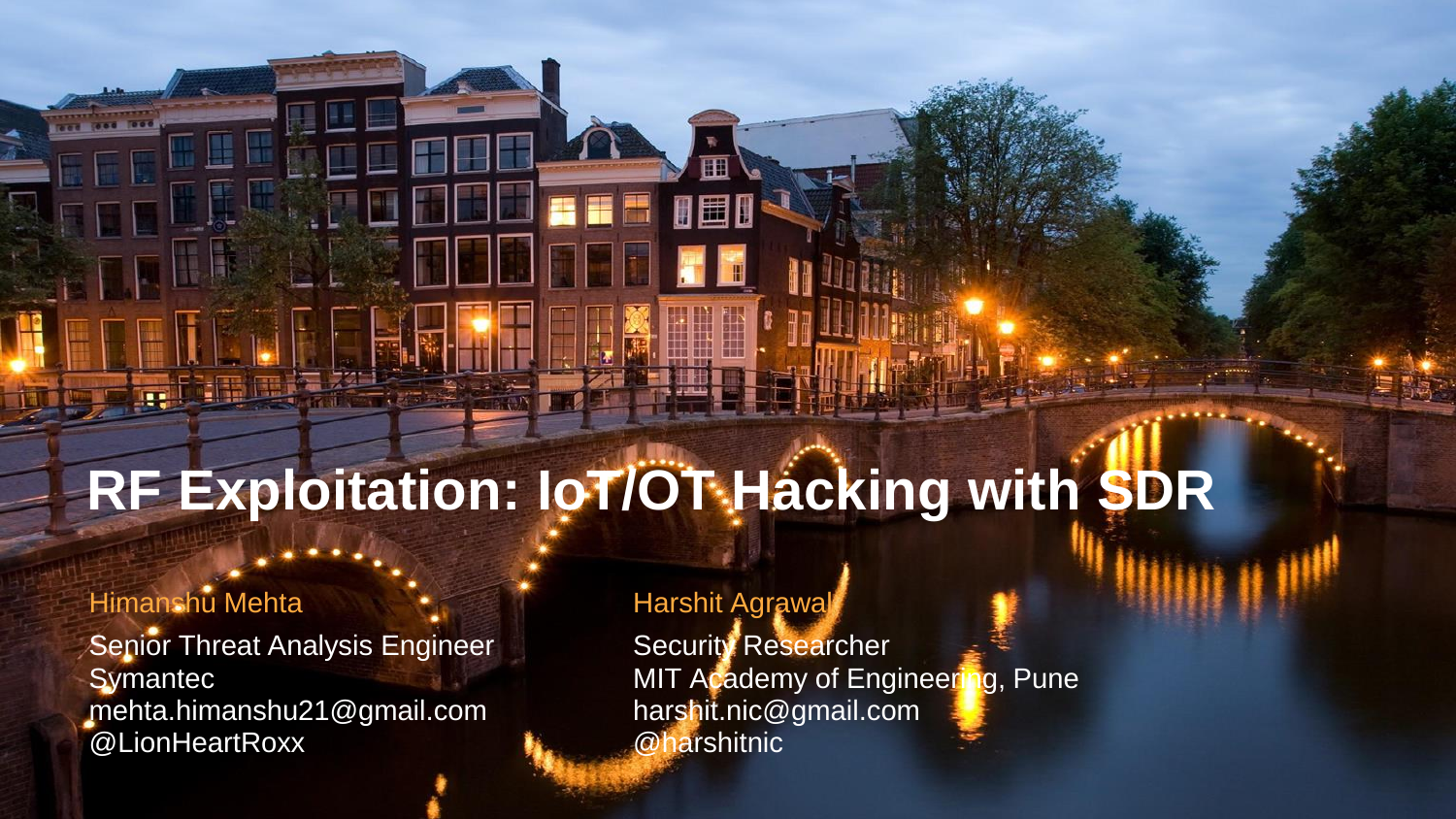# RF Exploitation: IoT/OT Hacking with SDR

Himanshu Mehta

Senior Threat Analysis Engineer
Symantec
mehta.himanshu21@gmail.com
@LionHeartRoxx

Harshit Agrawal

Security Researcher
MIT Academy of Engineering, Pune
harshit.nic@gmail.com
@harshitnic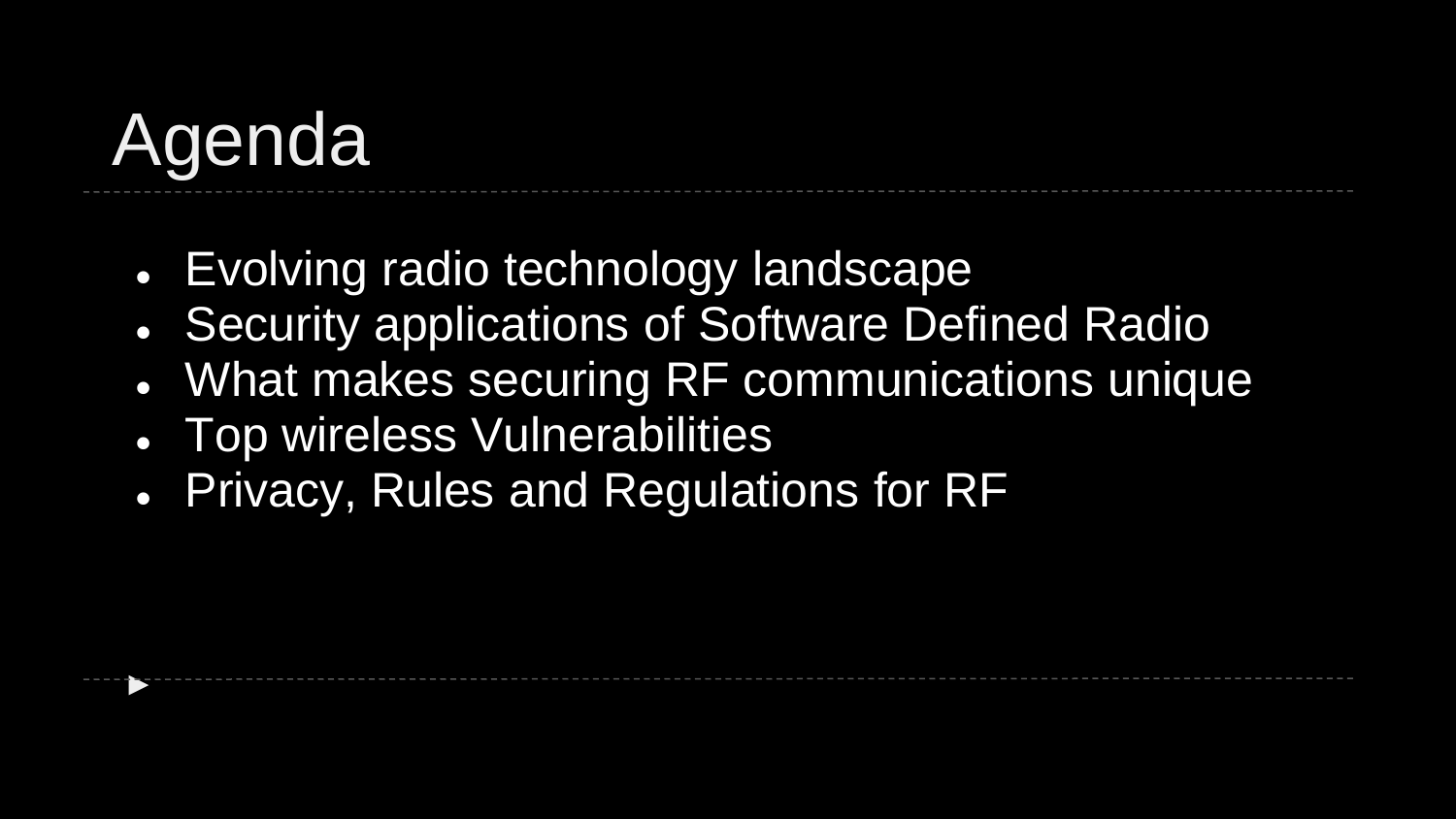# Agenda

- Evolving radio technology landscape
- Security applications of Software Defined Radio
- What makes securing RF communications unique
- Top wireless Vulnerabilities
- Privacy, Rules and Regulations for RF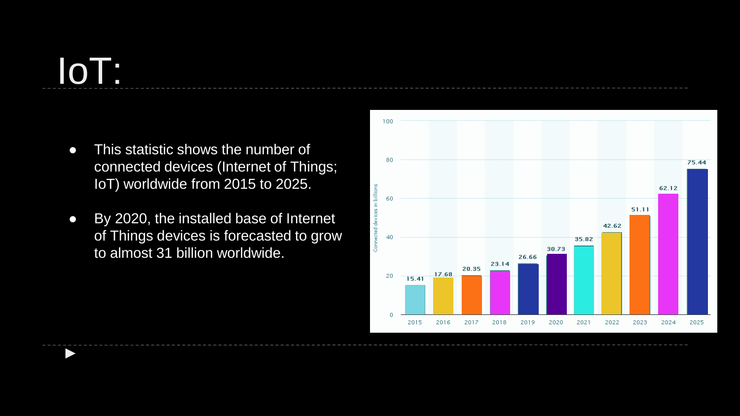# IoT:

- This statistic shows the number of connected devices (Internet of Things; IoT) worldwide from 2015 to 2025.
- By 2020, the installed base of Internet of Things devices is forecasted to grow to almost 31 billion worldwide.

| Year | Connected devices in billions |
| --- | --- |
| 2015 | 15.41 |
| 2016 | 17.68 |
| 2017 | 20.35 |
| 2018 | 23.14 |
| 2019 | 26.66 |
| 2020 | 30.73 |
| 2021 | 35.82 |
| 2022 | 42.62 |
| 2023 | 51.11 |
| 2024 | 62.12 |
| 2025 | 75.44 |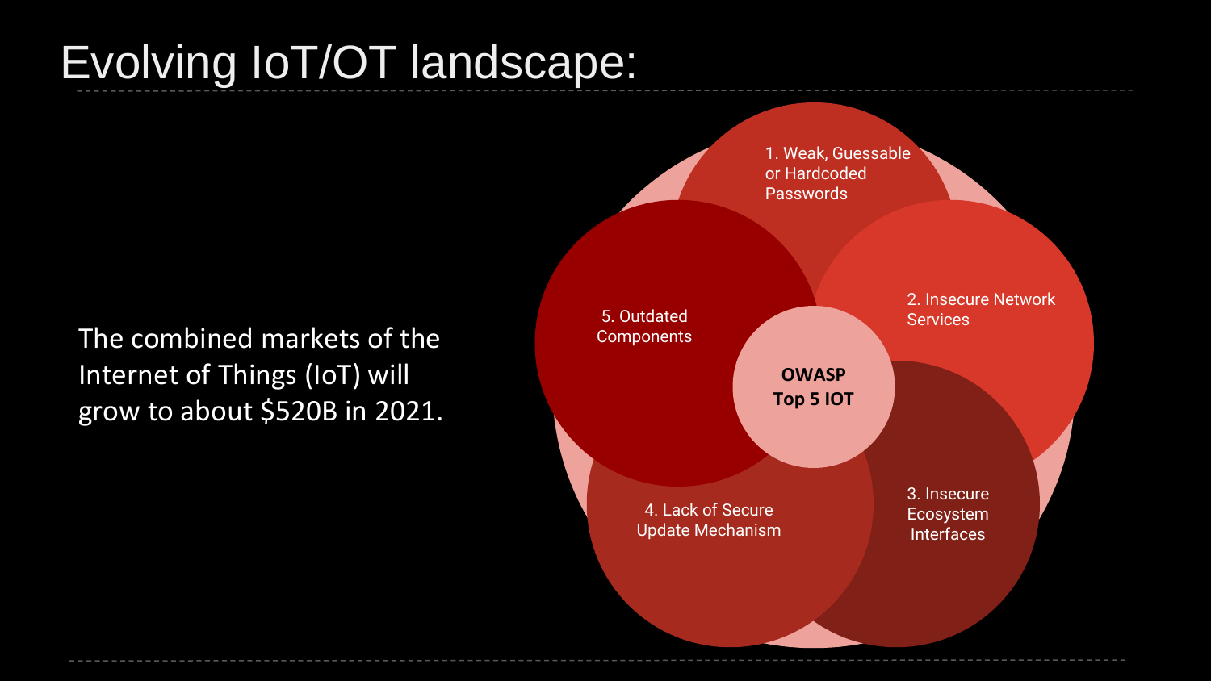# Evolving IoT/OT landscape:

The combined markets of the Internet of Things (IoT) will grow to about $520B in 2021.

**OWASP Top 5 IOT**

1. Weak, Guessable or Hardcoded Passwords
2. Insecure Network Services
3. Insecure Ecosystem Interfaces
4. Lack of Secure Update Mechanism
5. Outdated Components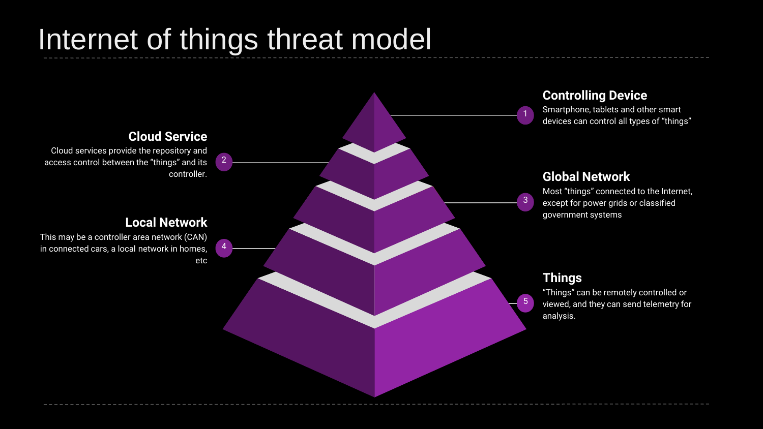# Internet of things threat model

1. **Controlling Device**
   Smartphone, tablets and other smart devices can control all types of "things"

2. **Cloud Service**
   Cloud services provide the repository and access control between the "things" and its controller.

3. **Global Network**
   Most "things" connected to the Internet, except for power grids or classified government systems

4. **Local Network**
   This may be a controller area network (CAN) in connected cars, a local network in homes, etc

5. **Things**
   "Things" can be remotely controlled or viewed, and they can send telemetry for analysis.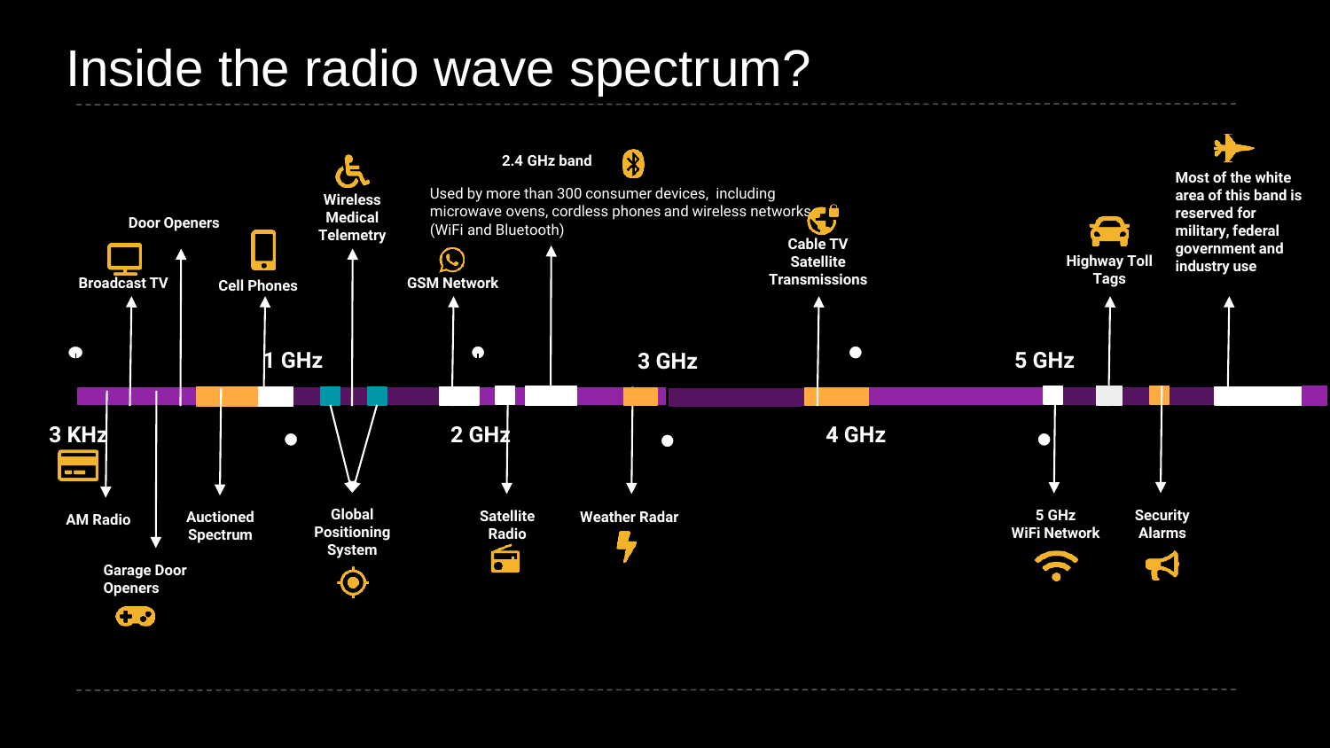# Inside the radio wave spectrum?

Door Openers

Broadcast TV

Cell Phones

Wireless Medical Telemetry

2.4 GHz band

Used by more than 300 consumer devices, including microwave ovens, cordless phones and wireless networks (WiFi and Bluetooth)

GSM Network

Cable TV Satellite Transmissions

Highway Toll Tags

Most of the white area of this band is reserved for military, federal government and industry use

1 GHz

3 GHz

5 GHz

3 KHz

2 GHz

4 GHz

AM Radio

Garage Door Openers

Auctioned Spectrum

Global Positioning System

Satellite Radio

Weather Radar

5 GHz WiFi Network

Security Alarms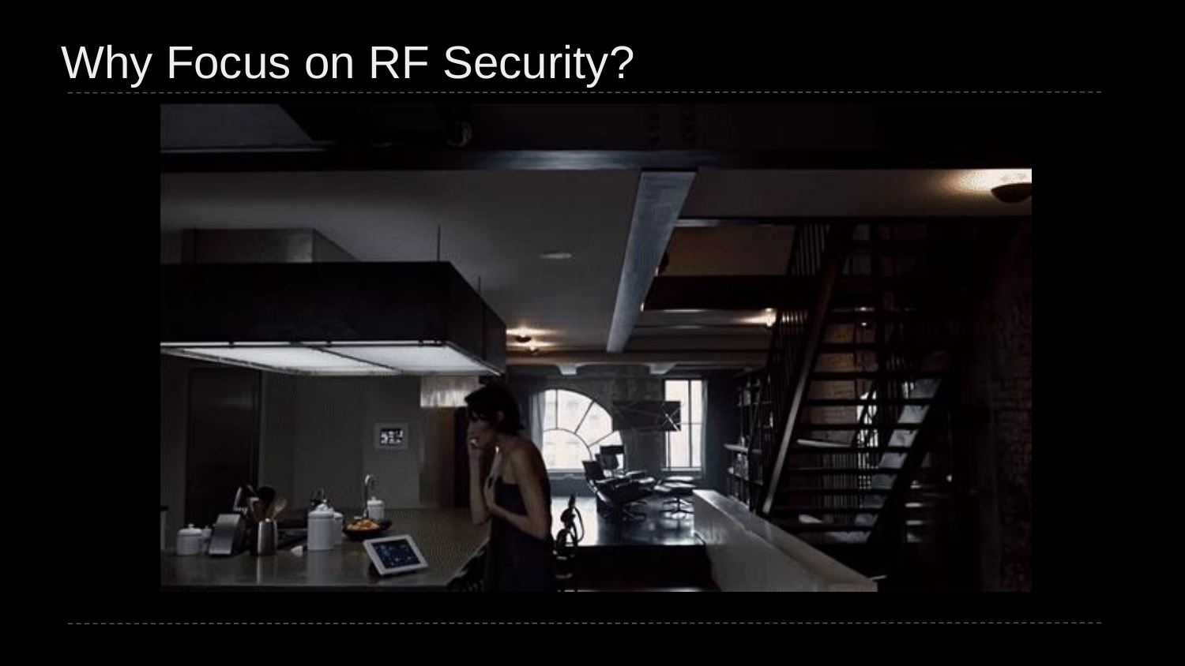# Why Focus on RF Security?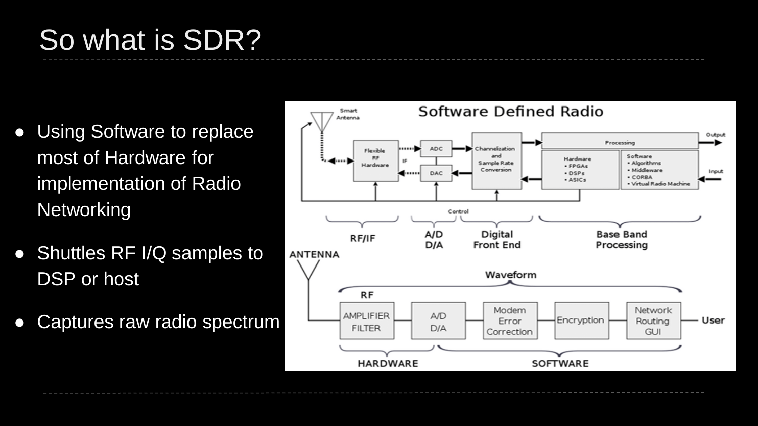# So what is SDR?

- Using Software to replace most of Hardware for implementation of Radio Networking
- Shuttles RF I/Q samples to DSP or host
- Captures raw radio spectrum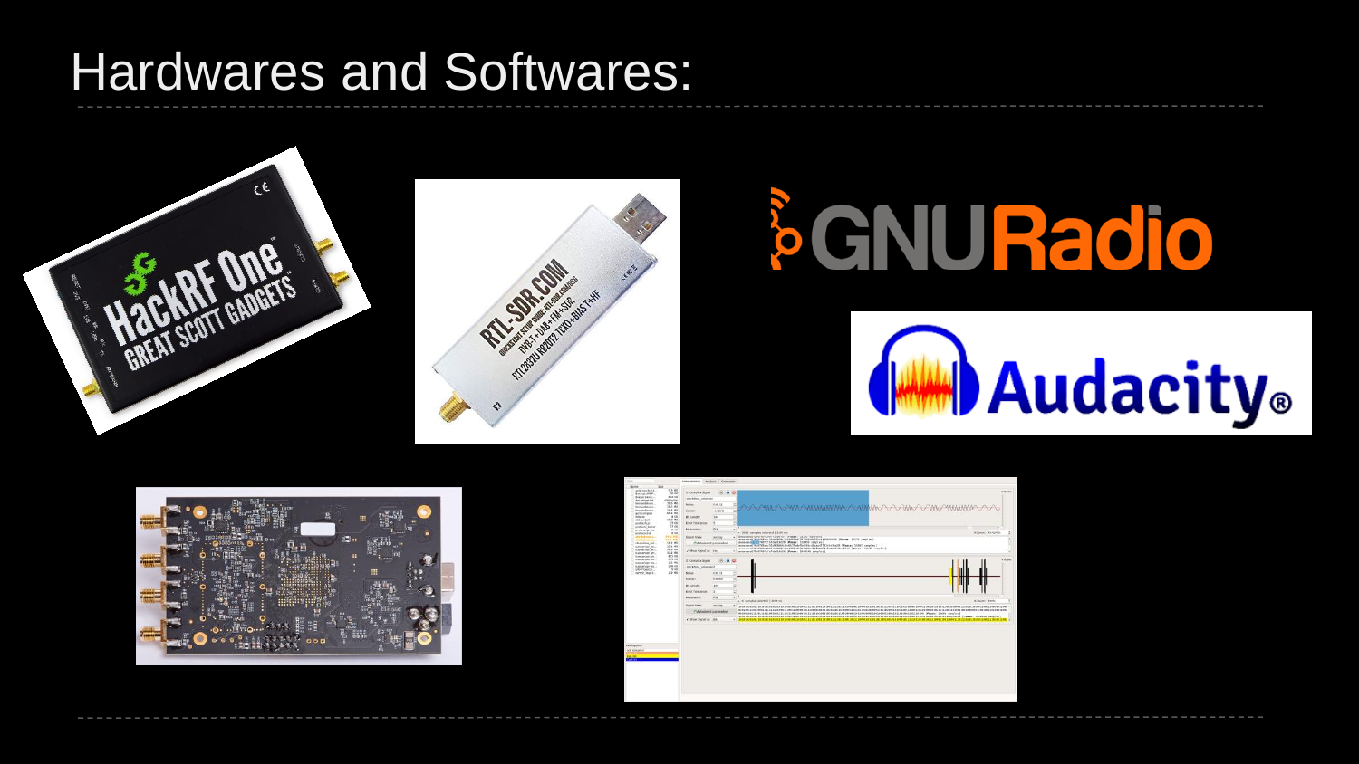# Hardwares and Softwares: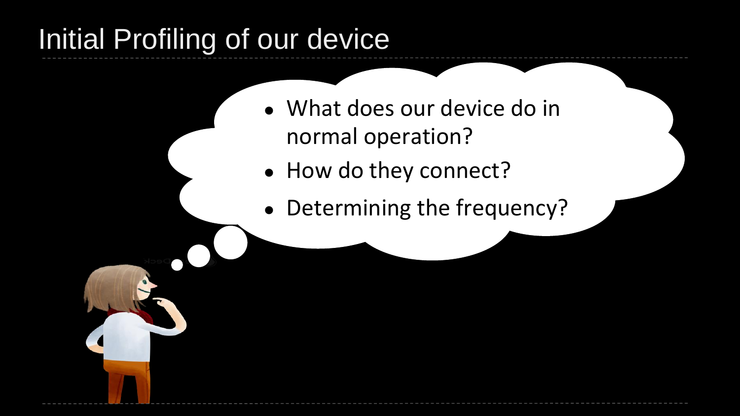# Initial Profiling of our device

- What does our device do in normal operation?
- How do they connect?
- Determining the frequency?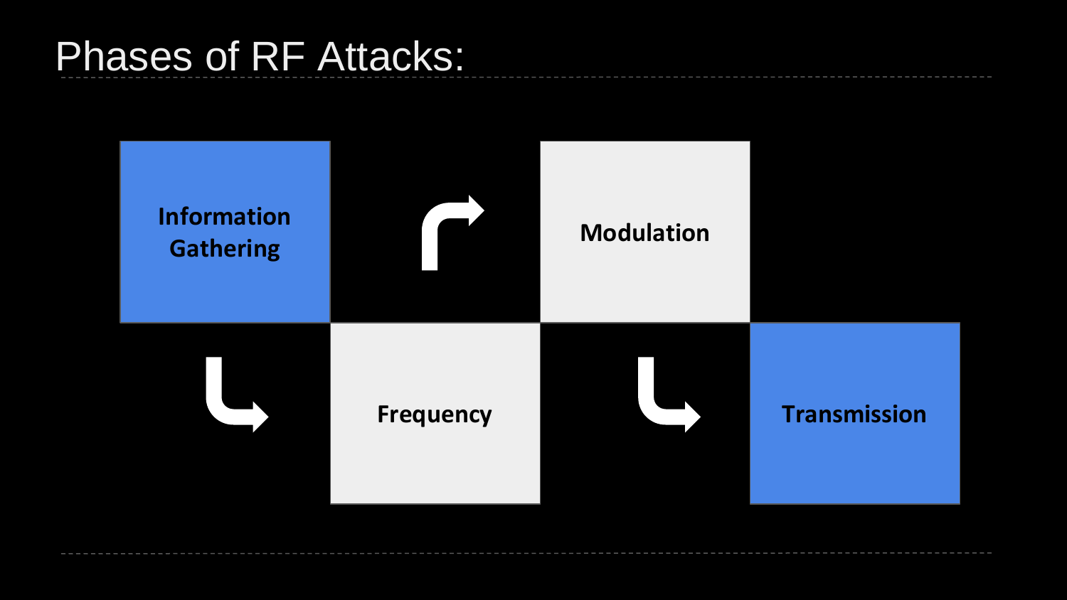# Phases of RF Attacks:

1. Information Gathering
2. Frequency
3. Modulation
4. Transmission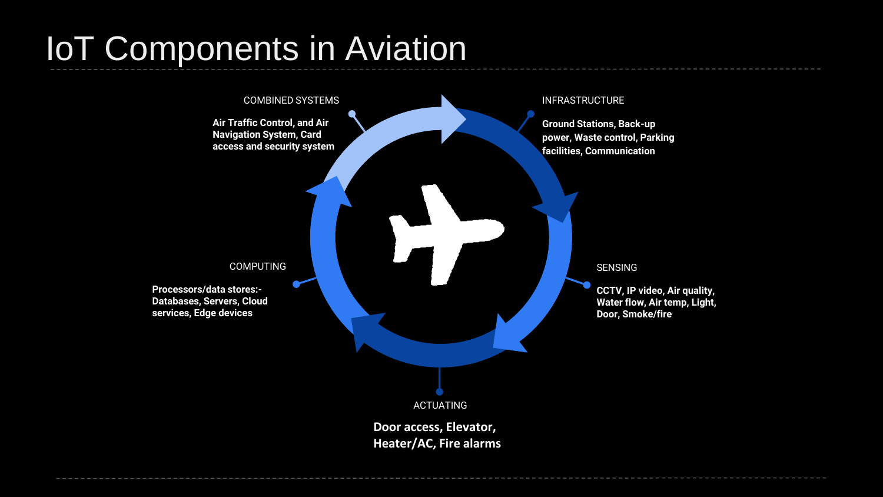# IoT Components in Aviation

**COMBINED SYSTEMS**

**Air Traffic Control, and Air Navigation System, Card access and security system**

**INFRASTRUCTURE**

**Ground Stations, Back-up power, Waste control, Parking facilities, Communication**

**SENSING**

**CCTV, IP video, Air quality, Water flow, Air temp, Light, Door, Smoke/fire**

**ACTUATING**

**Door access, Elevator, Heater/AC, Fire alarms**

**COMPUTING**

**Processors/data stores:- Databases, Servers, Cloud services, Edge devices**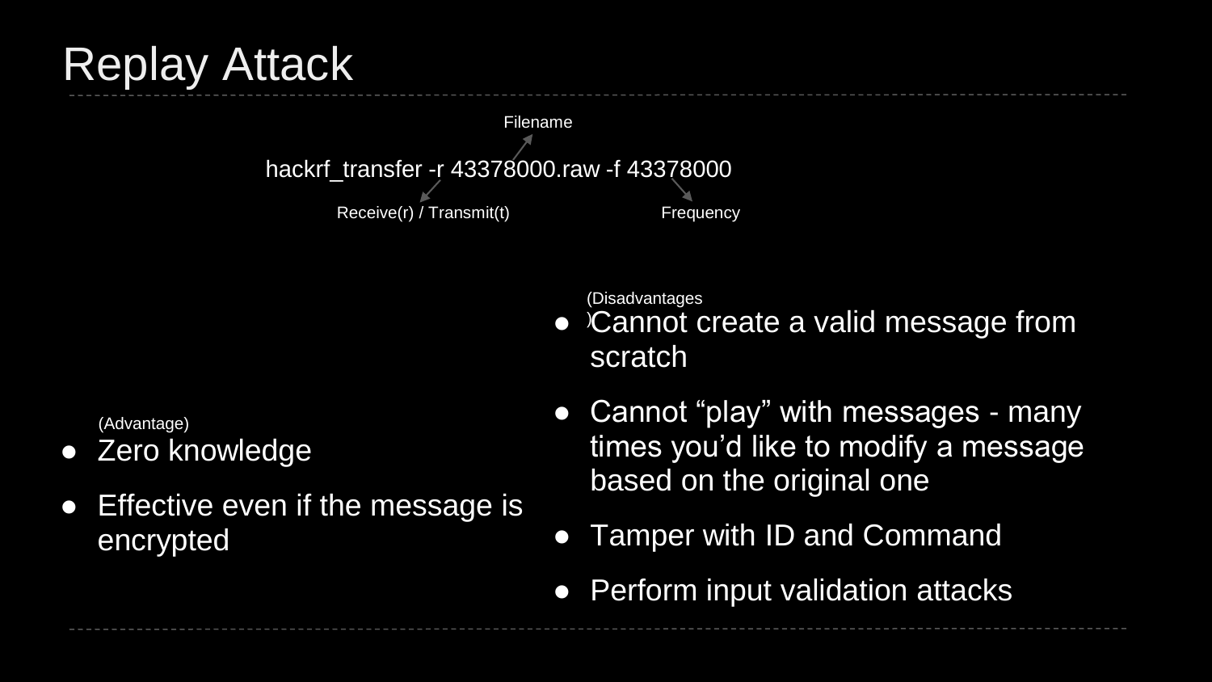# Replay Attack

```
hackrf_transfer -r 43378000.raw -f 43378000
```

- Filename
- Receive(r) / Transmit(t)
- Frequency

(Advantage)

- Zero knowledge
- Effective even if the message is encrypted

(Disadvantages)

- Cannot create a valid message from scratch
- Cannot "play" with messages - many times you'd like to modify a message based on the original one
- Tamper with ID and Command
- Perform input validation attacks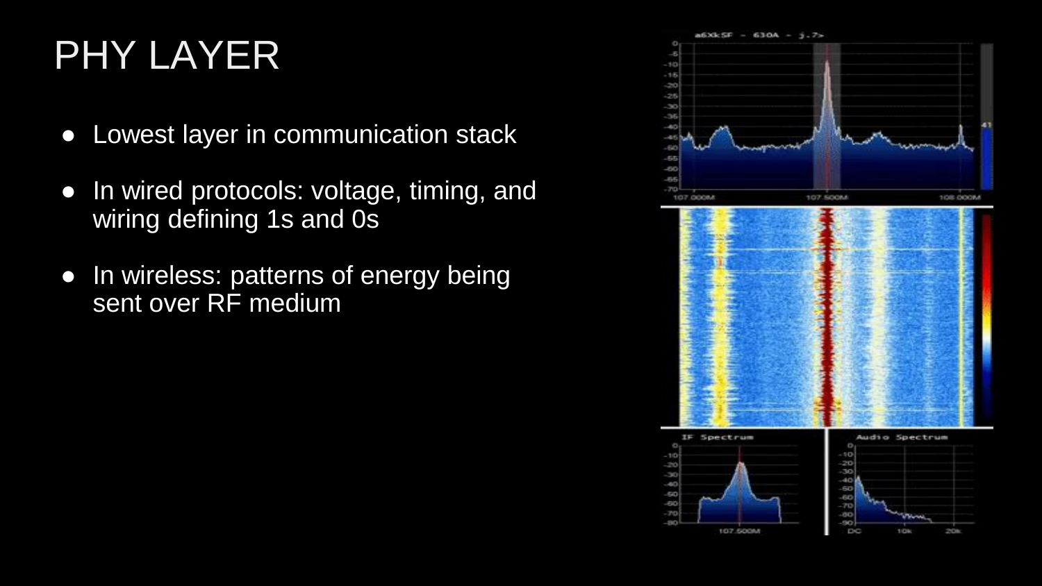# PHY LAYER

- Lowest layer in communication stack
- In wired protocols: voltage, timing, and wiring defining 1s and 0s
- In wireless: patterns of energy being sent over RF medium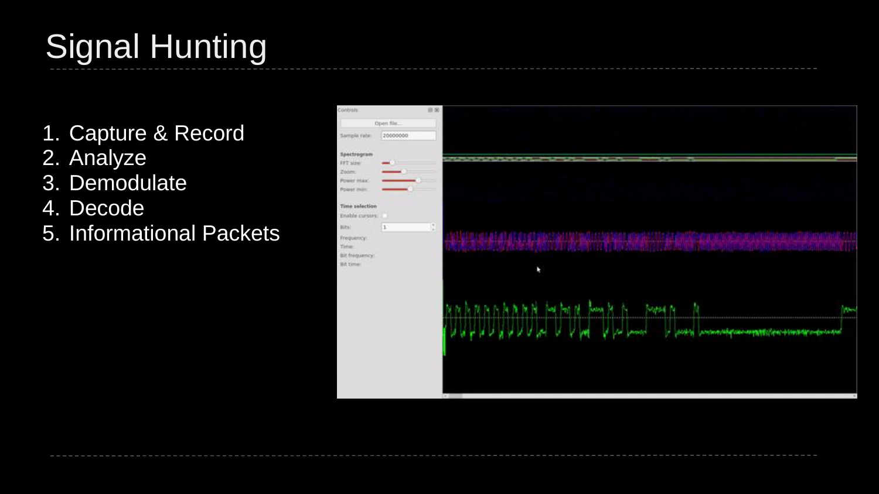# Signal Hunting

1. Capture & Record
2. Analyze
3. Demodulate
4. Decode
5. Informational Packets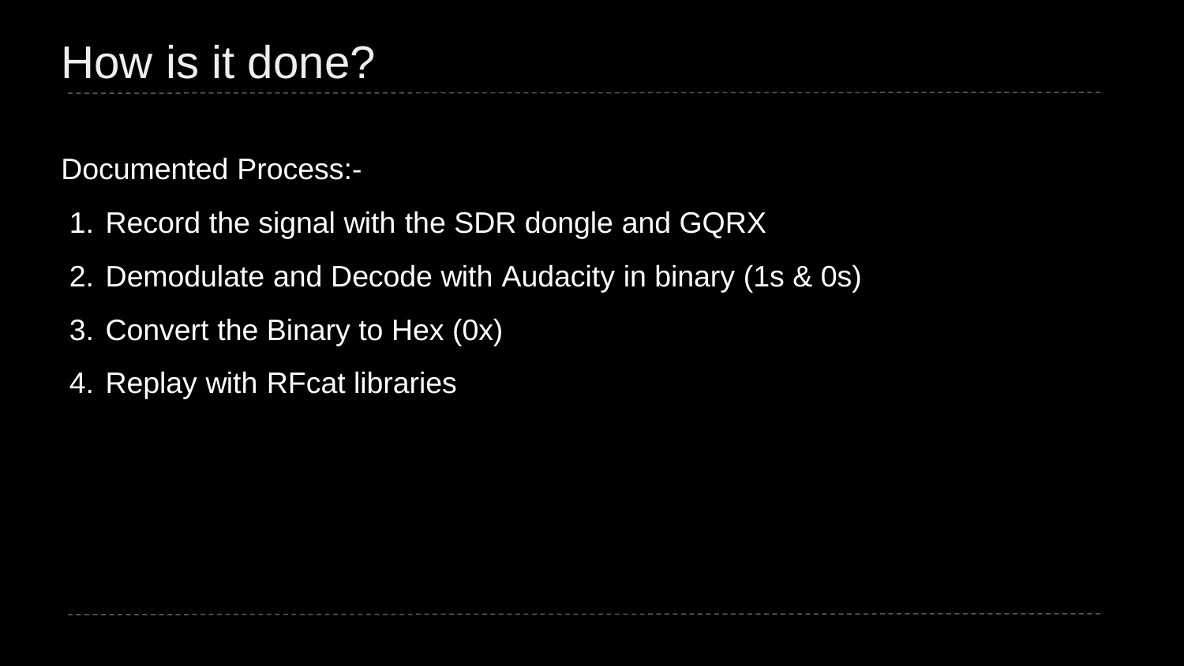# How is it done?

Documented Process:-

1. Record the signal with the SDR dongle and GQRX
2. Demodulate and Decode with Audacity in binary (1s & 0s)
3. Convert the Binary to Hex (0x)
4. Replay with RFcat libraries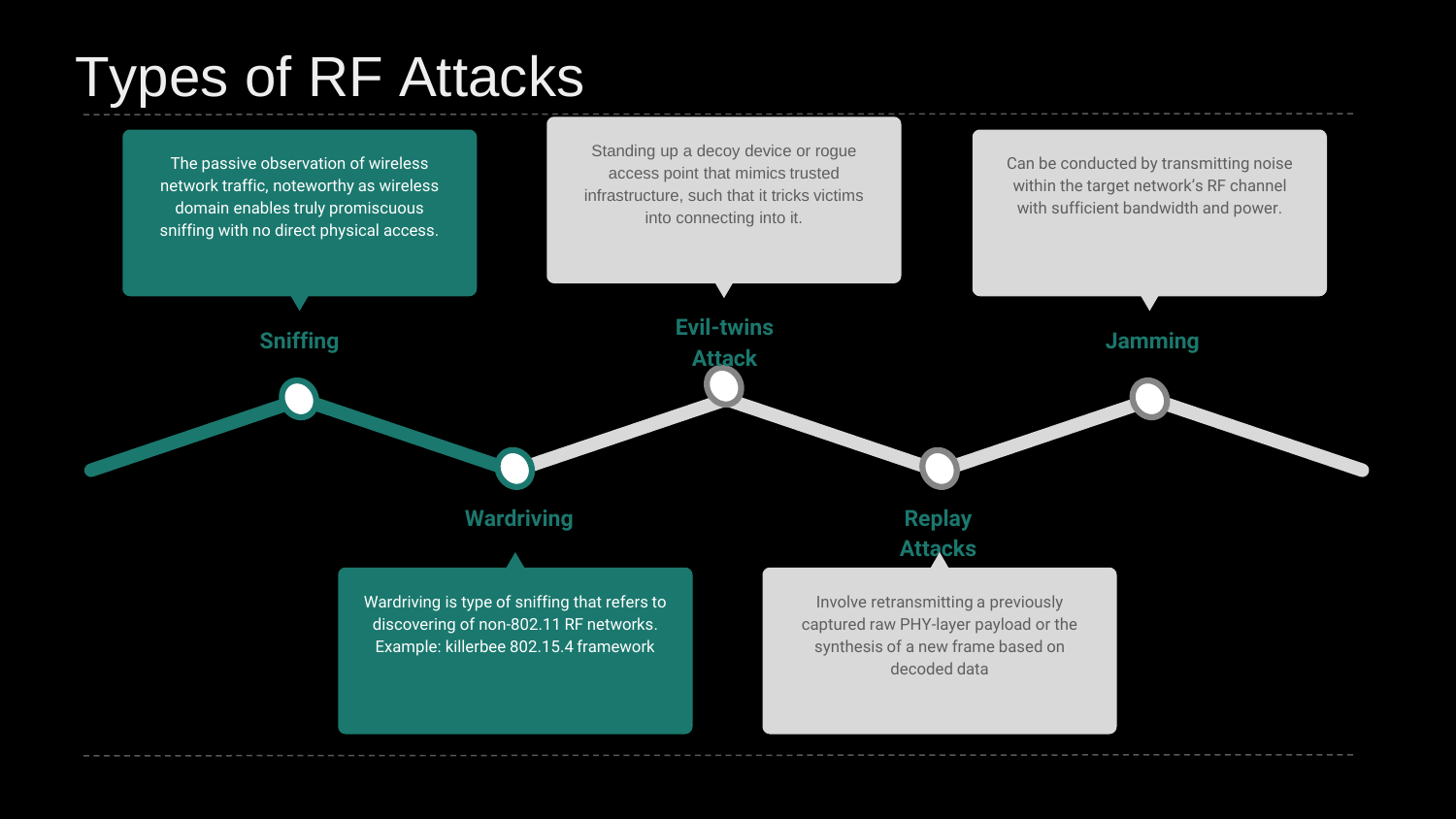# Types of RF Attacks

**Sniffing**

The passive observation of wireless network traffic, noteworthy as wireless domain enables truly promiscuous sniffing with no direct physical access.

**Wardriving**

Wardriving is type of sniffing that refers to discovering of non-802.11 RF networks. Example: killerbee 802.15.4 framework

**Evil-twins Attack**

Standing up a decoy device or rogue access point that mimics trusted infrastructure, such that it tricks victims into connecting into it.

**Replay Attacks**

Involve retransmitting a previously captured raw PHY-layer payload or the synthesis of a new frame based on decoded data

**Jamming**

Can be conducted by transmitting noise within the target network's RF channel with sufficient bandwidth and power.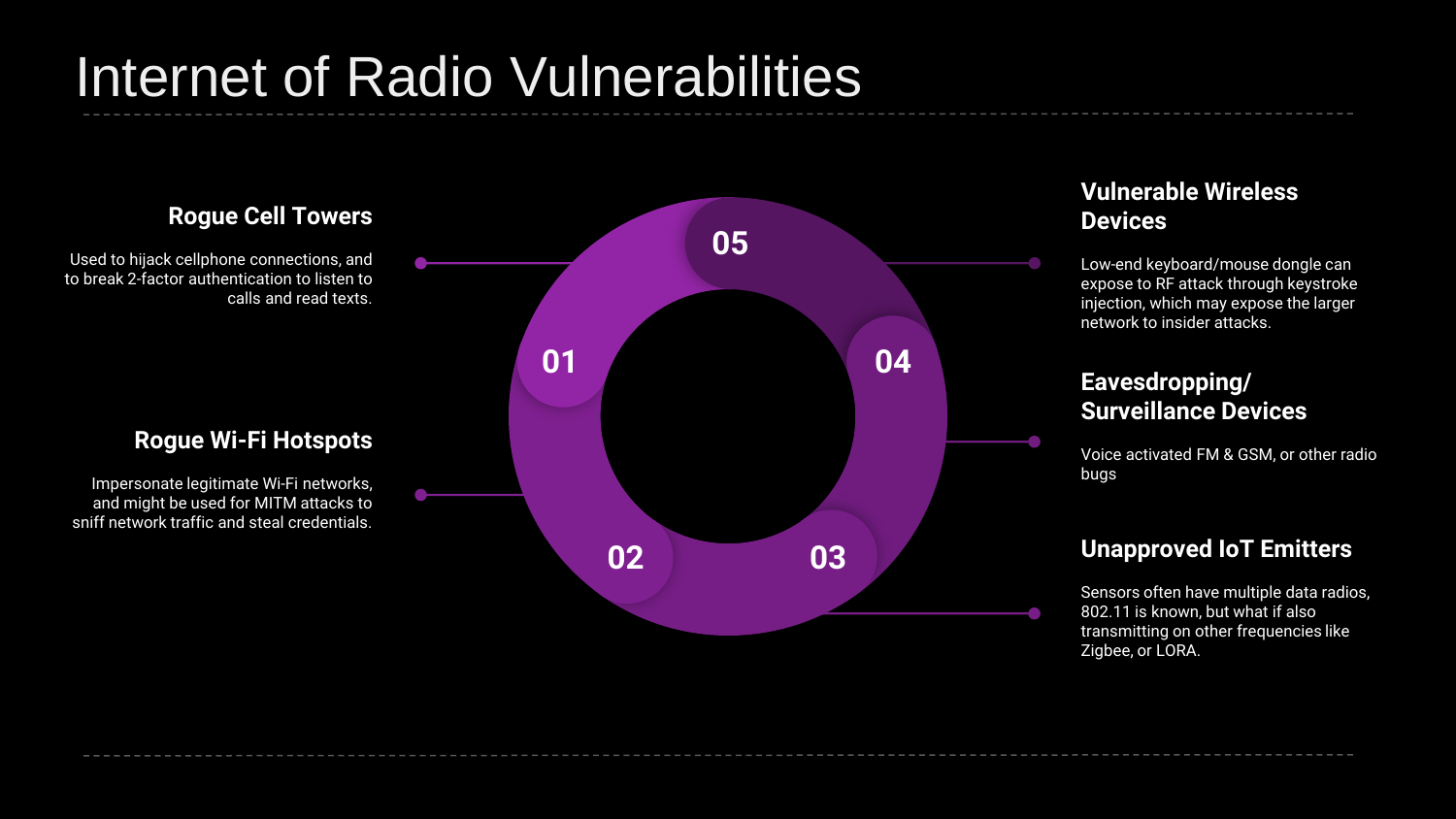# Internet of Radio Vulnerabilities

### 01 Rogue Cell Towers

Used to hijack cellphone connections, and to break 2-factor authentication to listen to calls and read texts.

### 02 Rogue Wi-Fi Hotspots

Impersonate legitimate Wi-Fi networks, and might be used for MITM attacks to sniff network traffic and steal credentials.

### 03 Unapproved IoT Emitters

Sensors often have multiple data radios, 802.11 is known, but what if also transmitting on other frequencies like Zigbee, or LORA.

### 04 Eavesdropping/ Surveillance Devices

Voice activated FM & GSM, or other radio bugs

### 05 Vulnerable Wireless Devices

Low-end keyboard/mouse dongle can expose to RF attack through keystroke injection, which may expose the larger network to insider attacks.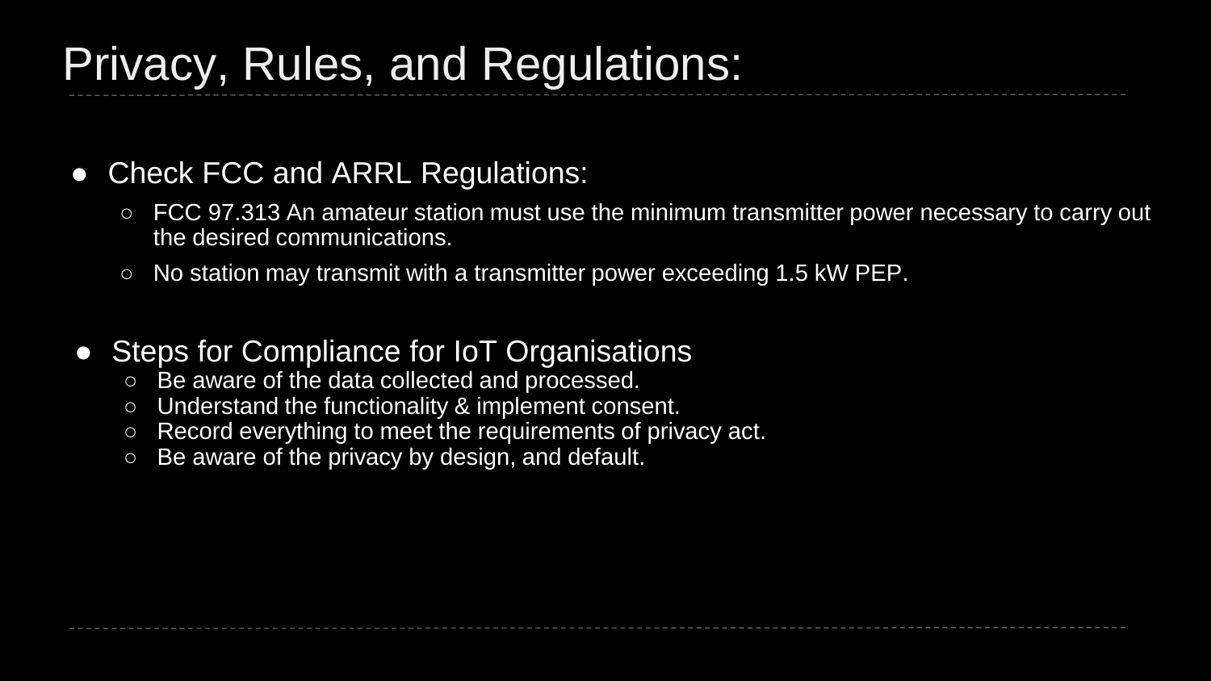# Privacy, Rules, and Regulations:

- Check FCC and ARRL Regulations:
  - FCC 97.313 An amateur station must use the minimum transmitter power necessary to carry out the desired communications.
  - No station may transmit with a transmitter power exceeding 1.5 kW PEP.

- Steps for Compliance for IoT Organisations
  - Be aware of the data collected and processed.
  - Understand the functionality & implement consent.
  - Record everything to meet the requirements of privacy act.
  - Be aware of the privacy by design, and default.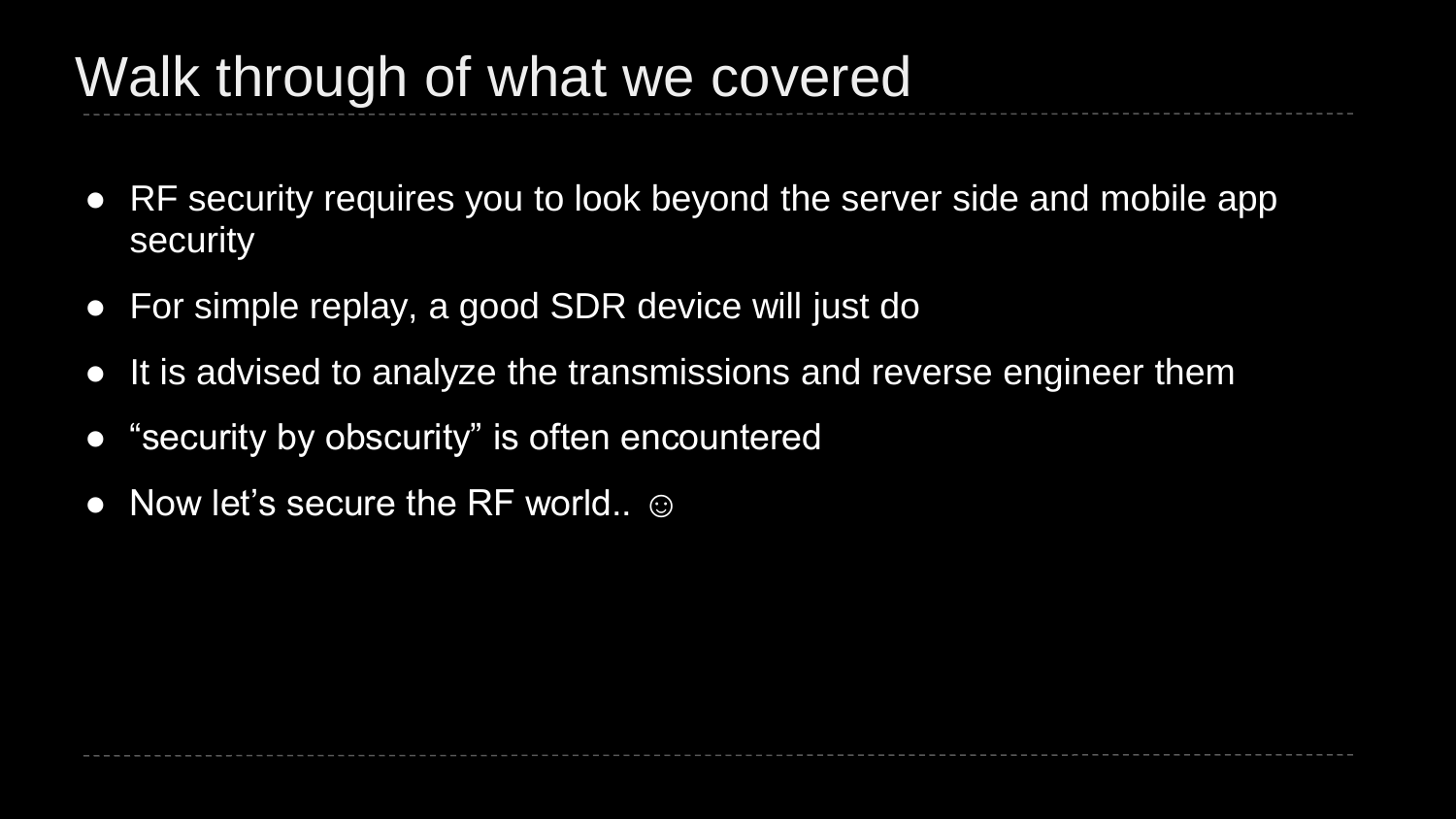# Walk through of what we covered

- RF security requires you to look beyond the server side and mobile app security
- For simple replay, a good SDR device will just do
- It is advised to analyze the transmissions and reverse engineer them
- “security by obscurity” is often encountered
- Now let’s secure the RF world.. ☺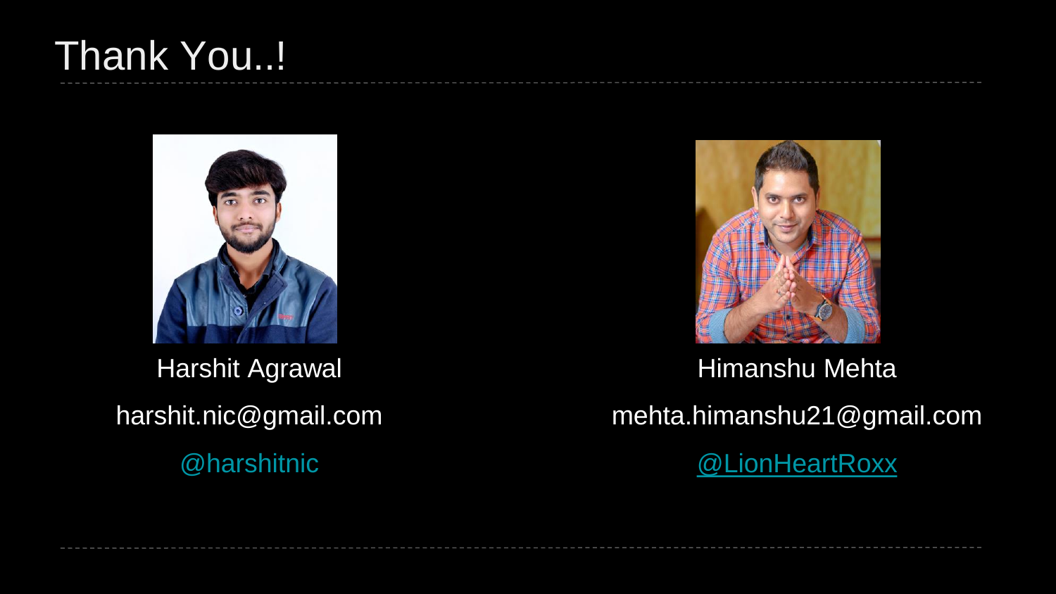# Thank You..!

Harshit Agrawal

harshit.nic@gmail.com

@harshitnic

Himanshu Mehta

mehta.himanshu21@gmail.com

@LionHeartRoxx